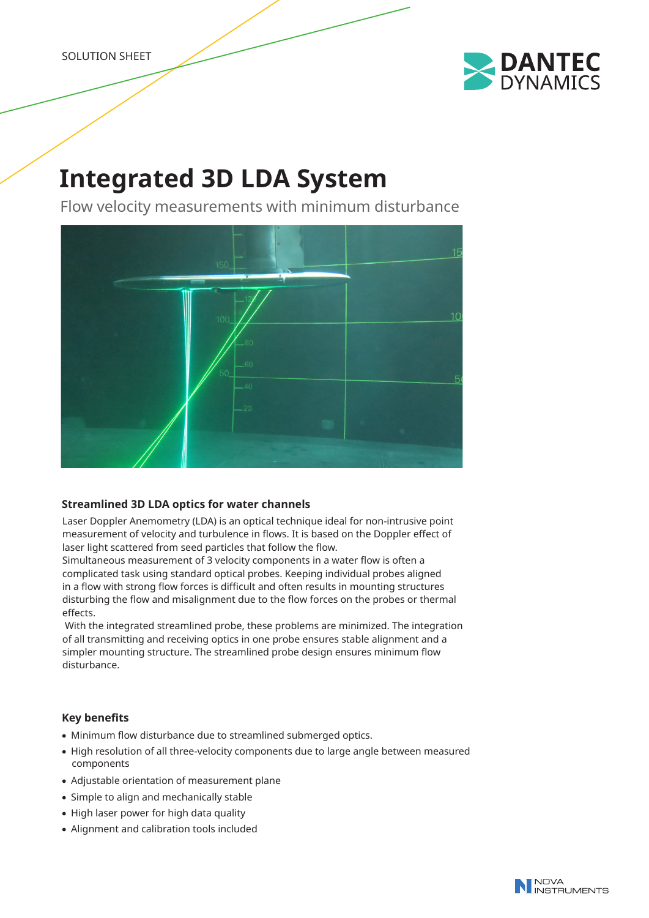SOLUTION SHEET

DANTEC DYNAMICS

# Integrated 3D LDA System

Flow velocity measurements with minimum disturbance

### Streamlined 3D LDA optics for water channels

Laser Doppler Anemometry (LDA) is an optical technique ideal for non-intrusive point measurement of velocity and turbulence in flows. It is based on the Doppler effect of laser light scattered from seed particles that follow the flow.
Simultaneous measurement of 3 velocity components in a water flow is often a complicated task using standard optical probes. Keeping individual probes aligned in a flow with strong flow forces is difficult and often results in mounting structures disturbing the flow and misalignment due to the flow forces on the probes or thermal effects.
With the integrated streamlined probe, these problems are minimized. The integration of all transmitting and receiving optics in one probe ensures stable alignment and a simpler mounting structure. The streamlined probe design ensures minimum flow disturbance.

### Key benefits

- Minimum flow disturbance due to streamlined submerged optics.
- High resolution of all three-velocity components due to large angle between measured components
- Adjustable orientation of measurement plane
- Simple to align and mechanically stable
- High laser power for high data quality
- Alignment and calibration tools included

NOVA INSTRUMENTS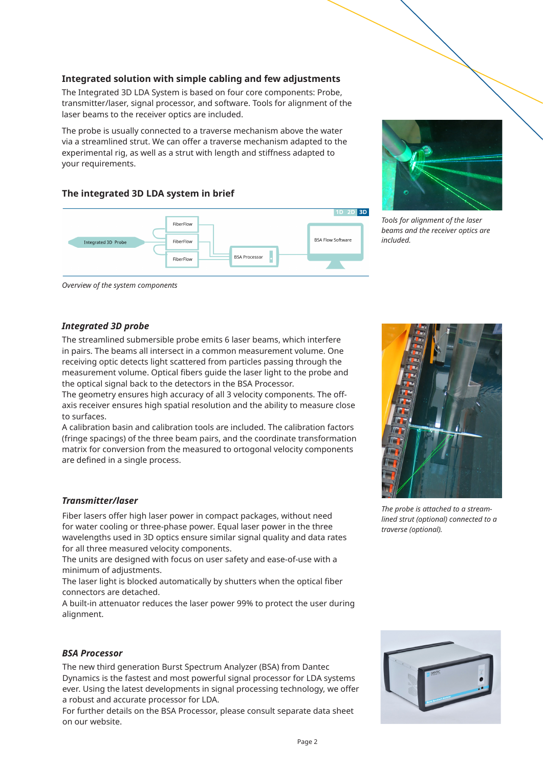## Integrated solution with simple cabling and few adjustments

The Integrated 3D LDA System is based on four core components: Probe, transmitter/laser, signal processor, and software. Tools for alignment of the laser beams to the receiver optics are included.

The probe is usually connected to a traverse mechanism above the water via a streamlined strut. We can offer a traverse mechanism adapted to the experimental rig, as well as a strut with length and stiffness adapted to your requirements.

Tools for alignment of the laser beams and the receiver optics are included.

## The integrated 3D LDA system in brief

1D 2D 3D

Integrated 3D Probe

FiberFlow

FiberFlow

FiberFlow

BSA Processor

BSA Flow Software

*Overview of the system components*

### *Integrated 3D probe*

The streamlined submersible probe emits 6 laser beams, which interfere in pairs. The beams all intersect in a common measurement volume. One receiving optic detects light scattered from particles passing through the measurement volume. Optical fibers guide the laser light to the probe and the optical signal back to the detectors in the BSA Processor.
The geometry ensures high accuracy of all 3 velocity components. The off-axis receiver ensures high spatial resolution and the ability to measure close to surfaces.
A calibration basin and calibration tools are included. The calibration factors (fringe spacings) of the three beam pairs, and the coordinate transformation matrix for conversion from the measured to ortogonal velocity components are defined in a single process.

*The probe is attached to a stream-lined strut (optional) connected to a traverse (optional).*

### *Transmitter/laser*

Fiber lasers offer high laser power in compact packages, without need for water cooling or three-phase power. Equal laser power in the three wavelengths used in 3D optics ensure similar signal quality and data rates for all three measured velocity components.
The units are designed with focus on user safety and ease-of-use with a minimum of adjustments.
The laser light is blocked automatically by shutters when the optical fiber connectors are detached.
A built-in attenuator reduces the laser power 99% to protect the user during alignment.

### *BSA Processor*

The new third generation Burst Spectrum Analyzer (BSA) from Dantec Dynamics is the fastest and most powerful signal processor for LDA systems ever. Using the latest developments in signal processing technology, we offer a robust and accurate processor for LDA.
For further details on the BSA Processor, please consult separate data sheet on our website.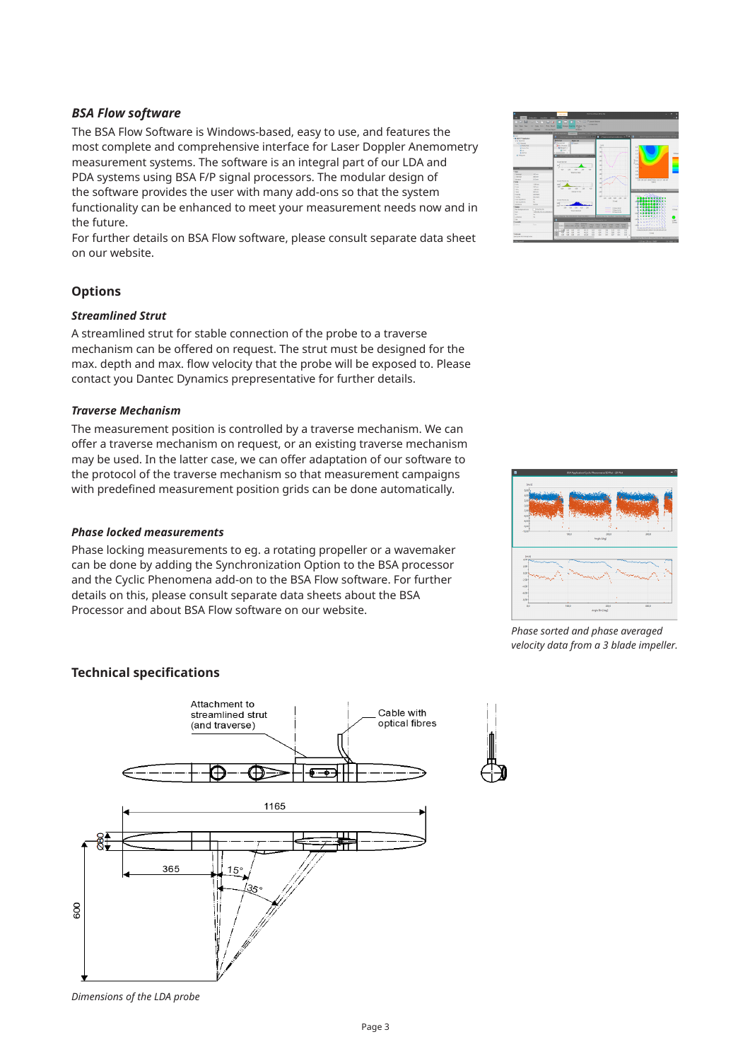### *BSA Flow software*

The BSA Flow Software is Windows-based, easy to use, and features the most complete and comprehensive interface for Laser Doppler Anemometry measurement systems. The software is an integral part of our LDA and PDA systems using BSA F/P signal processors. The modular design of the software provides the user with many add-ons so that the system functionality can be enhanced to meet your measurement needs now and in the future.
For further details on BSA Flow software, please consult separate data sheet on our website.

## Options

### *Streamlined Strut*

A streamlined strut for stable connection of the probe to a traverse mechanism can be offered on request. The strut must be designed for the max. depth and max. flow velocity that the probe will be exposed to. Please contact you Dantec Dynamics prepresentative for further details.

### *Traverse Mechanism*

The measurement position is controlled by a traverse mechanism. We can offer a traverse mechanism on request, or an existing traverse mechanism may be used. In the latter case, we can offer adaptation of our software to the protocol of the traverse mechanism so that measurement campaigns with predefined measurement position grids can be done automatically.

### *Phase locked measurements*

Phase locking measurements to eg. a rotating propeller or a wavemaker can be done by adding the Synchronization Option to the BSA processor and the Cyclic Phenomena add-on to the BSA Flow software. For further details on this, please consult separate data sheets about the BSA Processor and about BSA Flow software on our website.

*Phase sorted and phase averaged velocity data from a 3 blade impeller.*

## Technical specifications

Attachment to streamlined strut (and traverse)

Cable with optical fibres

1165

Ø80

365

15°

35°

600

*Dimensions of the LDA probe*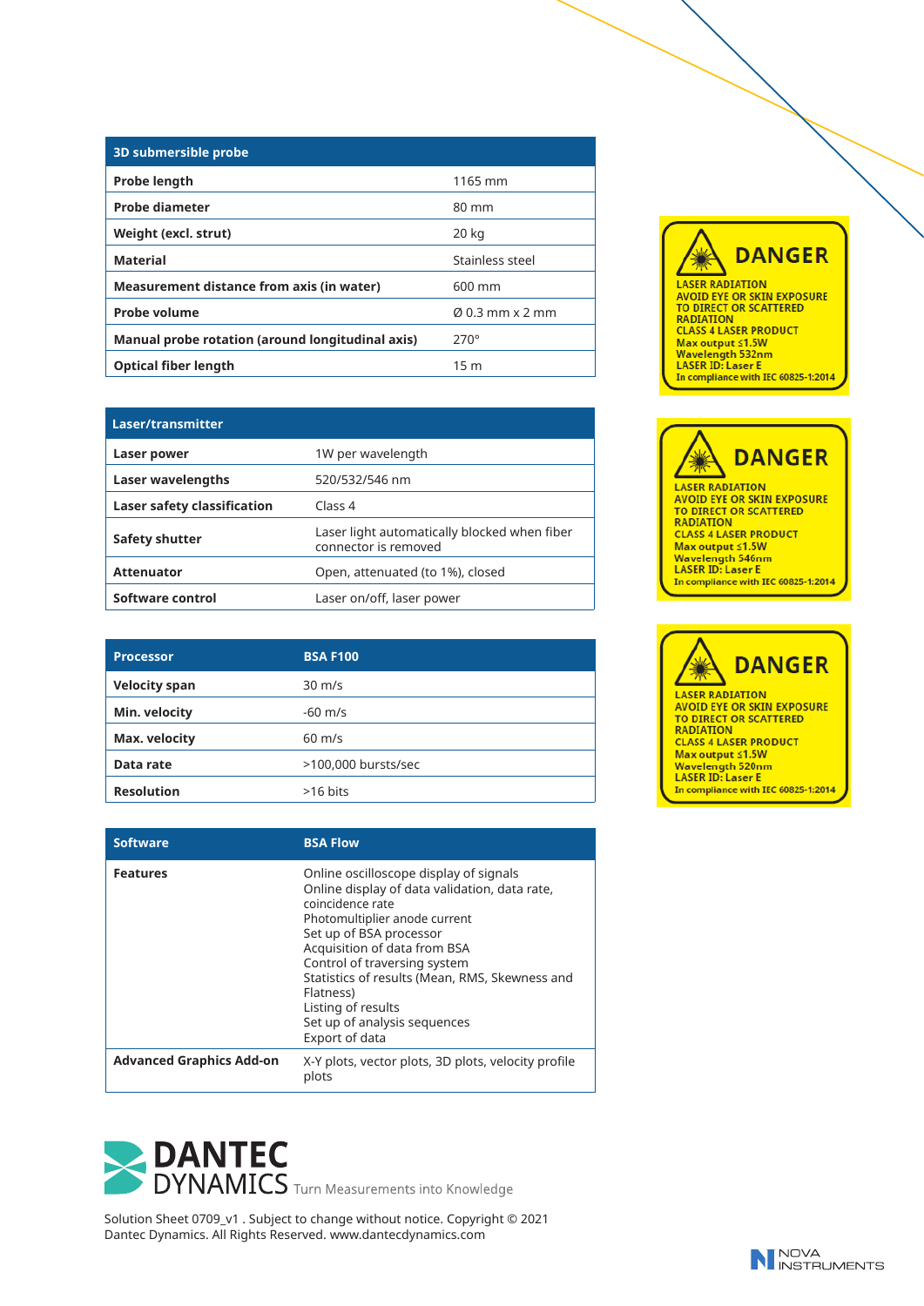| 3D submersible probe | |
|---|---|
| **Probe length** | 1165 mm |
| **Probe diameter** | 80 mm |
| **Weight (excl. strut)** | 20 kg |
| **Material** | Stainless steel |
| **Measurement distance from axis (in water)** | 600 mm |
| **Probe volume** | Ø 0.3 mm x 2 mm |
| **Manual probe rotation (around longitudinal axis)** | 270° |
| **Optical fiber length** | 15 m |

| Laser/transmitter | |
|---|---|
| **Laser power** | 1W per wavelength |
| **Laser wavelengths** | 520/532/546 nm |
| **Laser safety classification** | Class 4 |
| **Safety shutter** | Laser light automatically blocked when fiber connector is removed |
| **Attenuator** | Open, attenuated (to 1%), closed |
| **Software control** | Laser on/off, laser power |

| Processor | BSA F100 |
|---|---|
| **Velocity span** | 30 m/s |
| **Min. velocity** | -60 m/s |
| **Max. velocity** | 60 m/s |
| **Data rate** | >100,000 bursts/sec |
| **Resolution** | >16 bits |

| Software | BSA Flow |
|---|---|
| **Features** | Online oscilloscope display of signals<br>Online display of data validation, data rate, coincidence rate<br>Photomultiplier anode current<br>Set up of BSA processor<br>Acquisition of data from BSA<br>Control of traversing system<br>Statistics of results (Mean, RMS, Skewness and Flatness)<br>Listing of results<br>Set up of analysis sequences<br>Export of data |
| **Advanced Graphics Add-on** | X-Y plots, vector plots, 3D plots, velocity profile plots |

DANGER
LASER RADIATION
AVOID EYE OR SKIN EXPOSURE TO DIRECT OR SCATTERED RADIATION
CLASS 4 LASER PRODUCT
Max output ≤1.5W
Wavelength 532nm
LASER ID: Laser E
In compliance with IEC 60825-1:2014

DANGER
LASER RADIATION
AVOID EYE OR SKIN EXPOSURE TO DIRECT OR SCATTERED RADIATION
CLASS 4 LASER PRODUCT
Max output ≤1.5W
Wavelength 546nm
LASER ID: Laser E
In compliance with IEC 60825-1:2014

DANGER
LASER RADIATION
AVOID EYE OR SKIN EXPOSURE TO DIRECT OR SCATTERED RADIATION
CLASS 4 LASER PRODUCT
Max output ≤1.5W
Wavelength 520nm
LASER ID: Laser E
In compliance with IEC 60825-1:2014

DANTEC DYNAMICS Turn Measurements into Knowledge

Solution Sheet 0709_v1 . Subject to change without notice. Copyright © 2021 Dantec Dynamics. All Rights Reserved. www.dantecdynamics.com

NOVA INSTRUMENTS